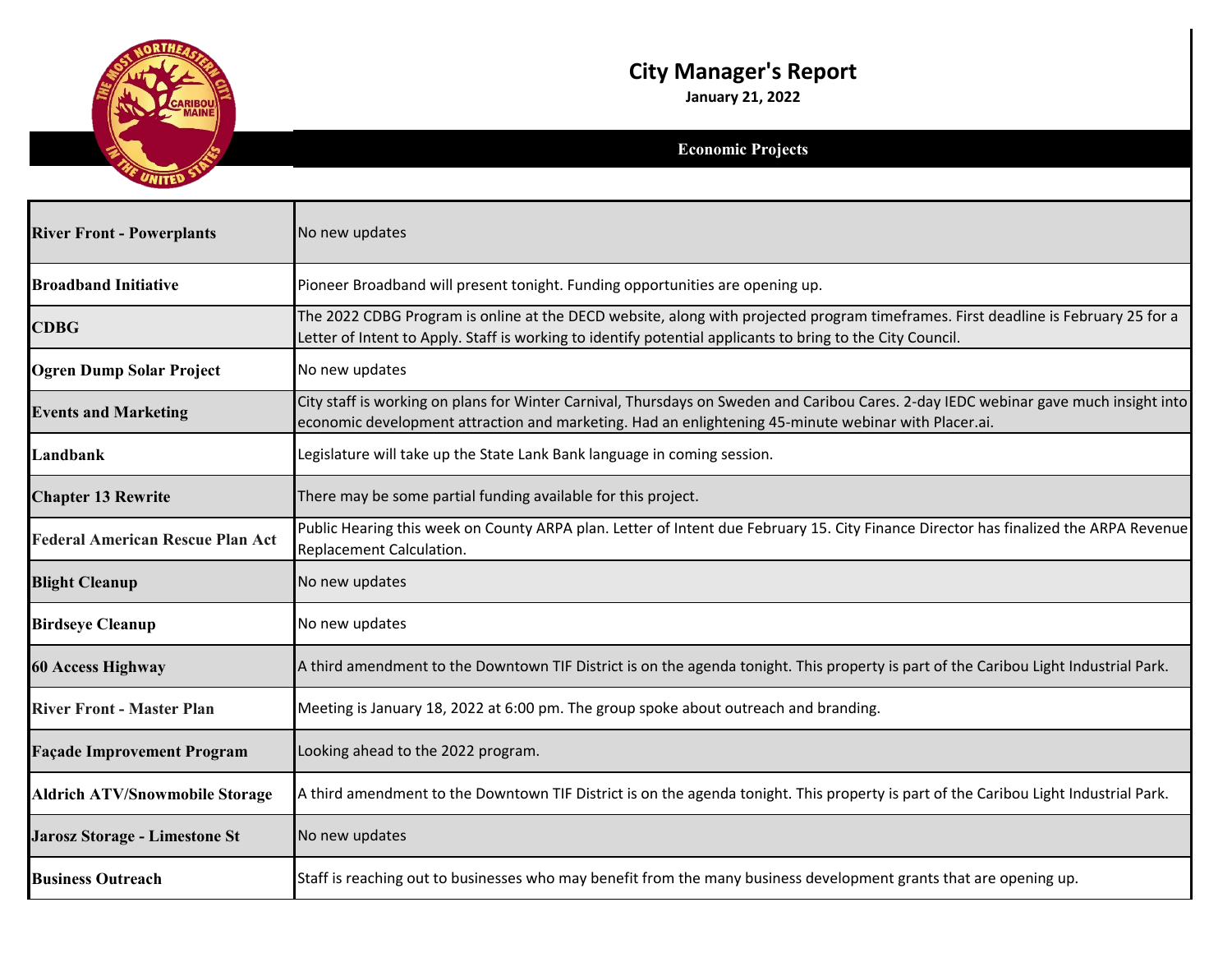# City Manager's Report

**January 21, 2022**

## Economic Projects

| | |
|---|---|
| **River Front - Powerplants** | No new updates |
| **Broadband Initiative** | Pioneer Broadband will present tonight. Funding opportunities are opening up. |
| **CDBG** | The 2022 CDBG Program is online at the DECD website, along with projected program timeframes. First deadline is February 25 for a Letter of Intent to Apply. Staff is working to identify potential applicants to bring to the City Council. |
| **Ogren Dump Solar Project** | No new updates |
| **Events and Marketing** | City staff is working on plans for Winter Carnival, Thursdays on Sweden and Caribou Cares. 2-day IEDC webinar gave much insight into economic development attraction and marketing. Had an enlightening 45-minute webinar with Placer.ai. |
| **Landbank** | Legislature will take up the State Lank Bank language in coming session. |
| **Chapter 13 Rewrite** | There may be some partial funding available for this project. |
| **Federal American Rescue Plan Act** | Public Hearing this week on County ARPA plan. Letter of Intent due February 15. City Finance Director has finalized the ARPA Revenue Replacement Calculation. |
| **Blight Cleanup** | No new updates |
| **Birdseye Cleanup** | No new updates |
| **60 Access Highway** | A third amendment to the Downtown TIF District is on the agenda tonight. This property is part of the Caribou Light Industrial Park. |
| **River Front - Master Plan** | Meeting is January 18, 2022 at 6:00 pm. The group spoke about outreach and branding. |
| **Façade Improvement Program** | Looking ahead to the 2022 program. |
| **Aldrich ATV/Snowmobile Storage** | A third amendment to the Downtown TIF District is on the agenda tonight. This property is part of the Caribou Light Industrial Park. |
| **Jarosz Storage - Limestone St** | No new updates |
| **Business Outreach** | Staff is reaching out to businesses who may benefit from the many business development grants that are opening up. |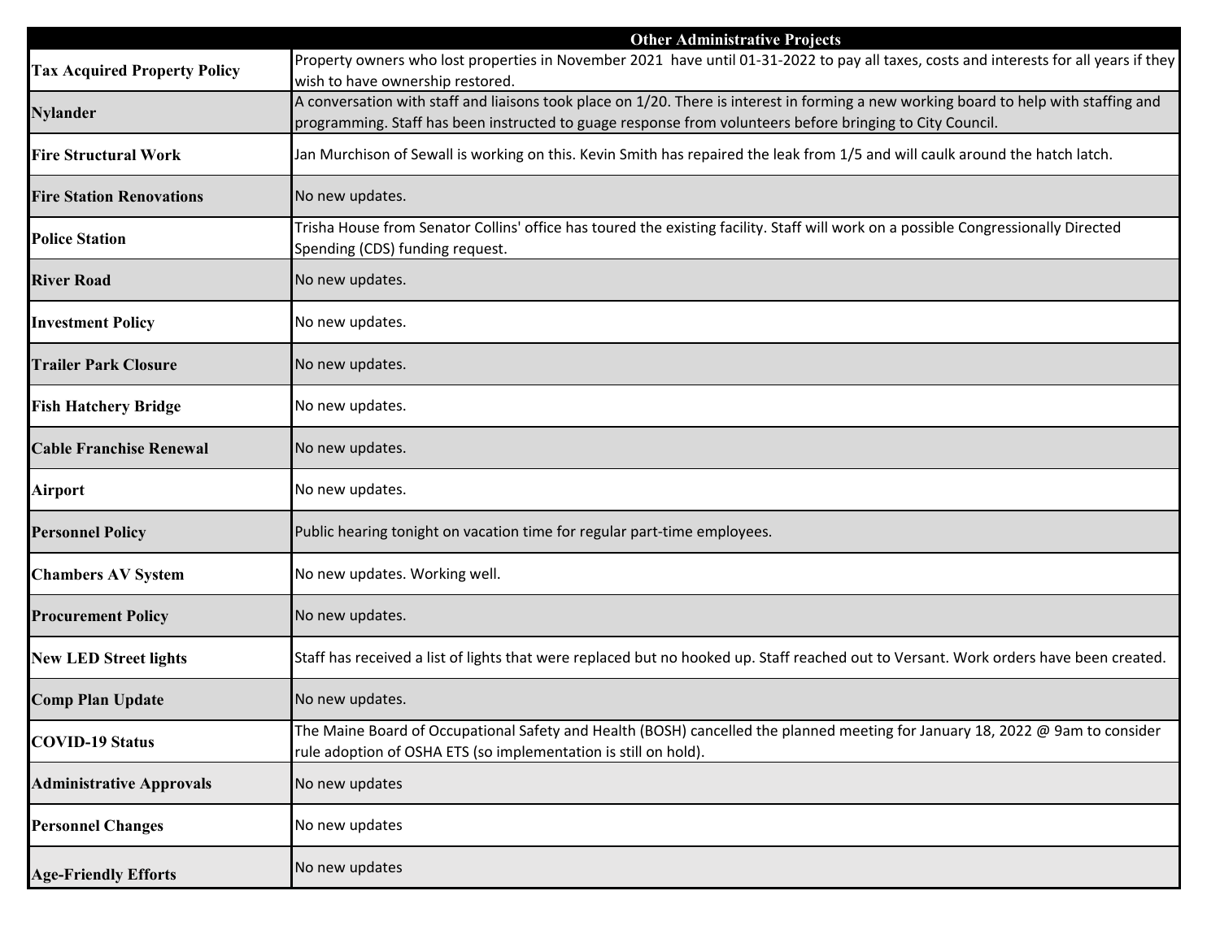| Other Administrative Projects | |
|---|---|
| **Tax Acquired Property Policy** | Property owners who lost properties in November 2021 have until 01-31-2022 to pay all taxes, costs and interests for all years if they wish to have ownership restored. |
| **Nylander** | A conversation with staff and liaisons took place on 1/20. There is interest in forming a new working board to help with staffing and programming. Staff has been instructed to guage response from volunteers before bringing to City Council. |
| **Fire Structural Work** | Jan Murchison of Sewall is working on this. Kevin Smith has repaired the leak from 1/5 and will caulk around the hatch latch. |
| **Fire Station Renovations** | No new updates. |
| **Police Station** | Trisha House from Senator Collins' office has toured the existing facility. Staff will work on a possible Congressionally Directed Spending (CDS) funding request. |
| **River Road** | No new updates. |
| **Investment Policy** | No new updates. |
| **Trailer Park Closure** | No new updates. |
| **Fish Hatchery Bridge** | No new updates. |
| **Cable Franchise Renewal** | No new updates. |
| **Airport** | No new updates. |
| **Personnel Policy** | Public hearing tonight on vacation time for regular part-time employees. |
| **Chambers AV System** | No new updates. Working well. |
| **Procurement Policy** | No new updates. |
| **New LED Street lights** | Staff has received a list of lights that were replaced but no hooked up. Staff reached out to Versant. Work orders have been created. |
| **Comp Plan Update** | No new updates. |
| **COVID-19 Status** | The Maine Board of Occupational Safety and Health (BOSH) cancelled the planned meeting for January 18, 2022 @ 9am to consider rule adoption of OSHA ETS (so implementation is still on hold). |
| **Administrative Approvals** | No new updates |
| **Personnel Changes** | No new updates |
| **Age-Friendly Efforts** | No new updates |